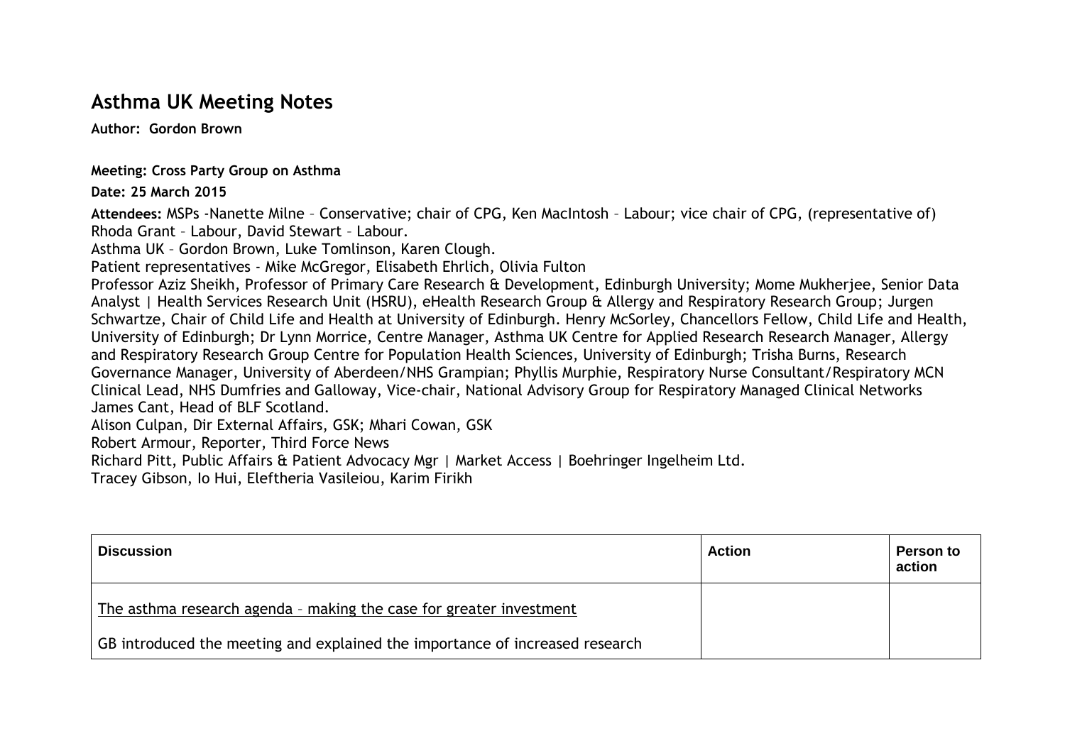# Asthma UK Meeting Notes

**Author: Gordon Brown**

**Meeting: Cross Party Group on Asthma**

**Date: 25 March 2015**

**Attendees:** MSPs -Nanette Milne – Conservative; chair of CPG, Ken MacIntosh – Labour; vice chair of CPG, (representative of) Rhoda Grant – Labour, David Stewart – Labour.
Asthma UK – Gordon Brown, Luke Tomlinson, Karen Clough.
Patient representatives - Mike McGregor, Elisabeth Ehrlich, Olivia Fulton
Professor Aziz Sheikh, Professor of Primary Care Research & Development, Edinburgh University; Mome Mukherjee, Senior Data Analyst | Health Services Research Unit (HSRU), eHealth Research Group & Allergy and Respiratory Research Group; Jurgen Schwartze, Chair of Child Life and Health at University of Edinburgh. Henry McSorley, Chancellors Fellow, Child Life and Health, University of Edinburgh; Dr Lynn Morrice, Centre Manager, Asthma UK Centre for Applied Research Research Manager, Allergy and Respiratory Research Group Centre for Population Health Sciences, University of Edinburgh; Trisha Burns, Research Governance Manager, University of Aberdeen/NHS Grampian; Phyllis Murphie, Respiratory Nurse Consultant/Respiratory MCN Clinical Lead, NHS Dumfries and Galloway, Vice-chair, National Advisory Group for Respiratory Managed Clinical Networks
James Cant, Head of BLF Scotland.
Alison Culpan, Dir External Affairs, GSK; Mhari Cowan, GSK
Robert Armour, Reporter, Third Force News
Richard Pitt, Public Affairs & Patient Advocacy Mgr | Market Access | Boehringer Ingelheim Ltd.
Tracey Gibson, Io Hui, Eleftheria Vasileiou, Karim Firikh

| Discussion | Action | Person to action |
|---|---|---|
| The asthma research agenda – making the case for greater investment<br><br>GB introduced the meeting and explained the importance of increased research | | |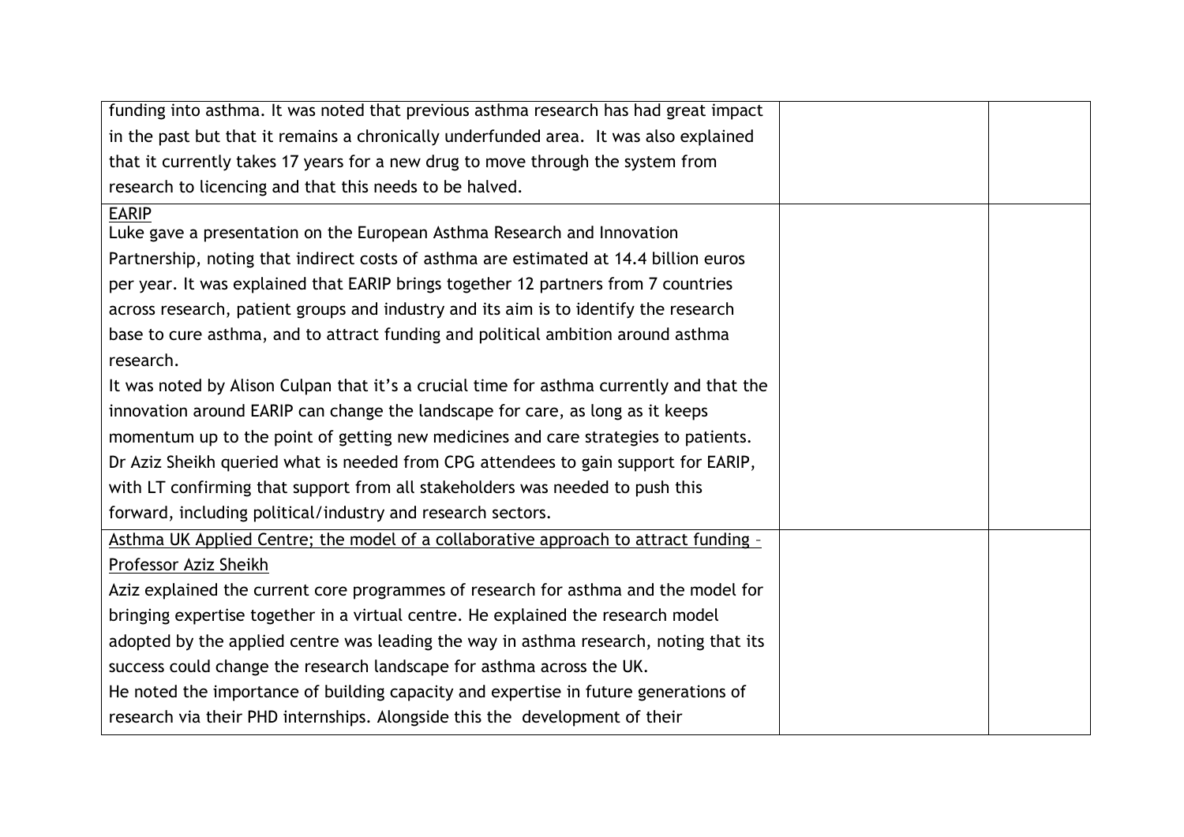| | | |
|---|---|---|
| funding into asthma. It was noted that previous asthma research has had great impact in the past but that it remains a chronically underfunded area. It was also explained that it currently takes 17 years for a new drug to move through the system from research to licencing and that this needs to be halved. | | |
| <u>EARIP</u><br>Luke gave a presentation on the European Asthma Research and Innovation Partnership, noting that indirect costs of asthma are estimated at 14.4 billion euros per year. It was explained that EARIP brings together 12 partners from 7 countries across research, patient groups and industry and its aim is to identify the research base to cure asthma, and to attract funding and political ambition around asthma research.<br>It was noted by Alison Culpan that it's a crucial time for asthma currently and that the innovation around EARIP can change the landscape for care, as long as it keeps momentum up to the point of getting new medicines and care strategies to patients.<br>Dr Aziz Sheikh queried what is needed from CPG attendees to gain support for EARIP, with LT confirming that support from all stakeholders was needed to push this forward, including political/industry and research sectors. | | |
| <u>Asthma UK Applied Centre; the model of a collaborative approach to attract funding – Professor Aziz Sheikh</u><br>Aziz explained the current core programmes of research for asthma and the model for bringing expertise together in a virtual centre. He explained the research model adopted by the applied centre was leading the way in asthma research, noting that its success could change the research landscape for asthma across the UK.<br>He noted the importance of building capacity and expertise in future generations of research via their PHD internships. Alongside this the development of their | | |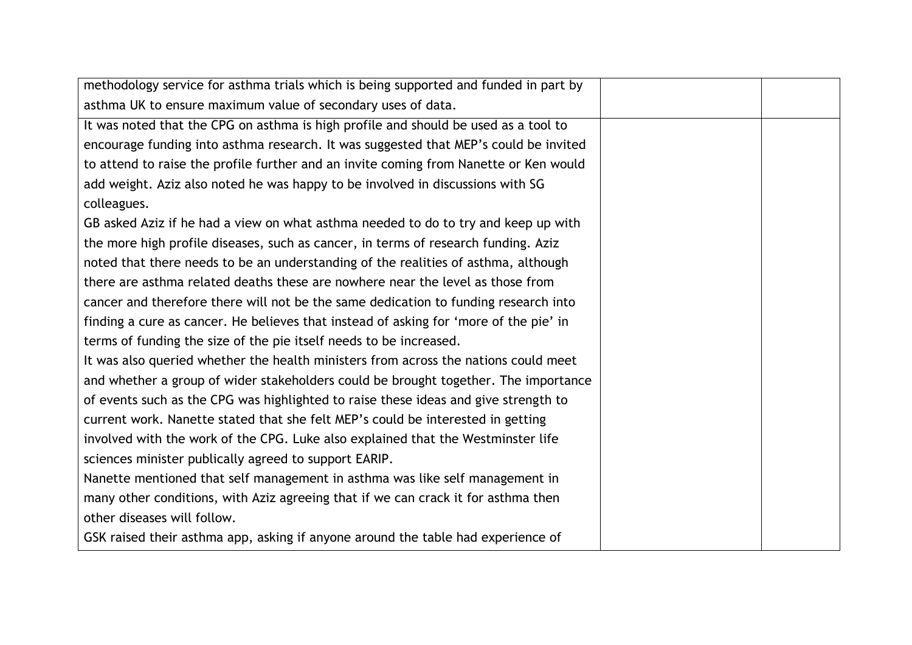| | | |
|---|---|---|
| methodology service for asthma trials which is being supported and funded in part by asthma UK to ensure maximum value of secondary uses of data. | | |
| It was noted that the CPG on asthma is high profile and should be used as a tool to encourage funding into asthma research. It was suggested that MEP's could be invited to attend to raise the profile further and an invite coming from Nanette or Ken would add weight. Aziz also noted he was happy to be involved in discussions with SG colleagues.<br>GB asked Aziz if he had a view on what asthma needed to do to try and keep up with the more high profile diseases, such as cancer, in terms of research funding. Aziz noted that there needs to be an understanding of the realities of asthma, although there are asthma related deaths these are nowhere near the level as those from cancer and therefore there will not be the same dedication to funding research into finding a cure as cancer. He believes that instead of asking for 'more of the pie' in terms of funding the size of the pie itself needs to be increased.<br>It was also queried whether the health ministers from across the nations could meet and whether a group of wider stakeholders could be brought together. The importance of events such as the CPG was highlighted to raise these ideas and give strength to current work. Nanette stated that she felt MEP's could be interested in getting involved with the work of the CPG. Luke also explained that the Westminster life sciences minister publically agreed to support EARIP.<br>Nanette mentioned that self management in asthma was like self management in many other conditions, with Aziz agreeing that if we can crack it for asthma then other diseases will follow.<br>GSK raised their asthma app, asking if anyone around the table had experience of | | |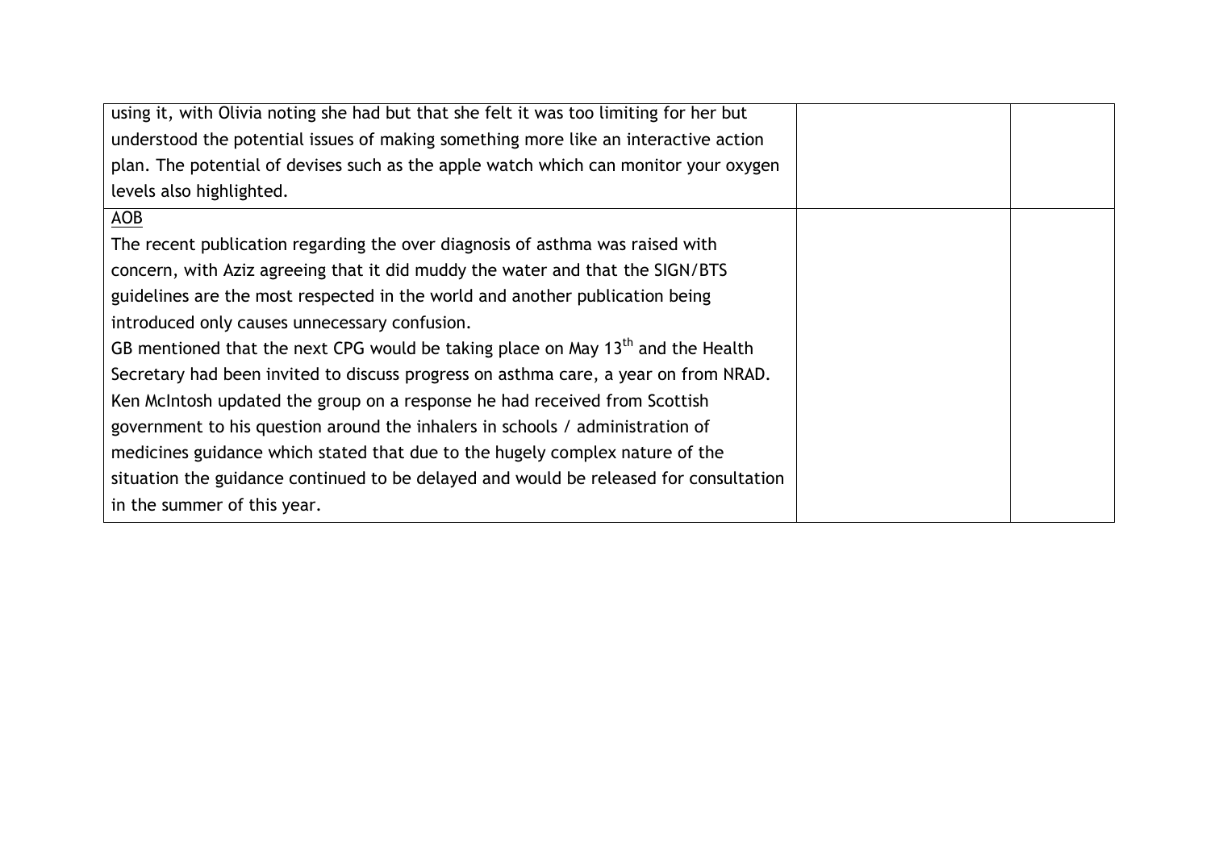| | | |
|---|---|---|
| using it, with Olivia noting she had but that she felt it was too limiting for her but understood the potential issues of making something more like an interactive action plan. The potential of devises such as the apple watch which can monitor your oxygen levels also highlighted. | | |
| AOB<br>The recent publication regarding the over diagnosis of asthma was raised with concern, with Aziz agreeing that it did muddy the water and that the SIGN/BTS guidelines are the most respected in the world and another publication being introduced only causes unnecessary confusion.<br>GB mentioned that the next CPG would be taking place on May 13th and the Health Secretary had been invited to discuss progress on asthma care, a year on from NRAD.<br>Ken McIntosh updated the group on a response he had received from Scottish government to his question around the inhalers in schools / administration of medicines guidance which stated that due to the hugely complex nature of the situation the guidance continued to be delayed and would be released for consultation in the summer of this year. | | |